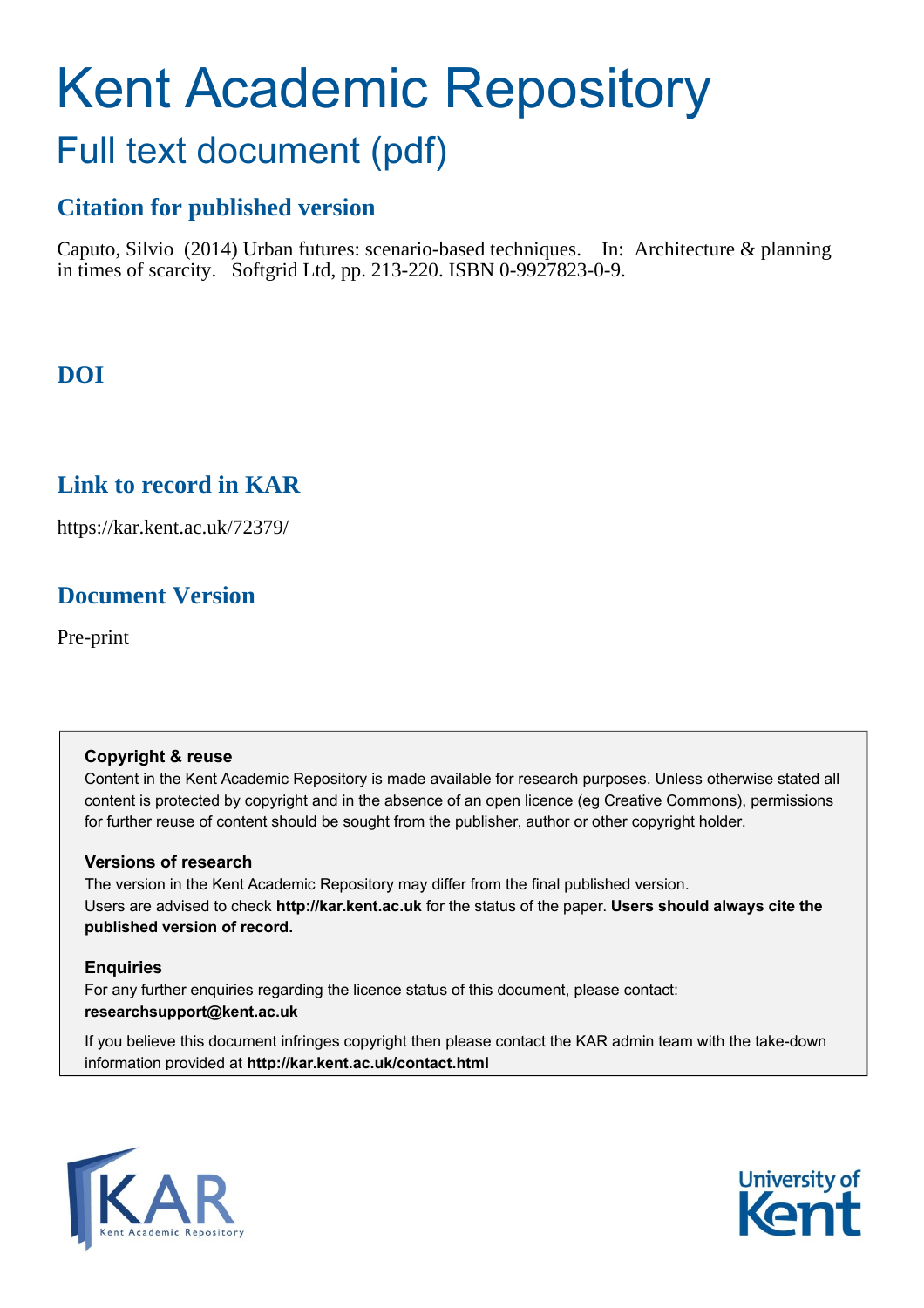# Kent Academic Repository

## Full text document (pdf)

### Citation for published version

Caputo, Silvio (2014) Urban futures: scenario-based techniques. In: Architecture & planning in times of scarcity. Softgrid Ltd, pp. 213-220. ISBN 0-9927823-0-9.

### DOI

### Link to record in KAR

https://kar.kent.ac.uk/72379/

### Document Version

Pre-print

**Copyright & reuse**

Content in the Kent Academic Repository is made available for research purposes. Unless otherwise stated all content is protected by copyright and in the absence of an open licence (eg Creative Commons), permissions for further reuse of content should be sought from the publisher, author or other copyright holder.

**Versions of research**

The version in the Kent Academic Repository may differ from the final published version. Users are advised to check **http://kar.kent.ac.uk** for the status of the paper. **Users should always cite the published version of record.**

**Enquiries**

For any further enquiries regarding the licence status of this document, please contact: **researchsupport@kent.ac.uk**

If you believe this document infringes copyright then please contact the KAR admin team with the take-down information provided at **http://kar.kent.ac.uk/contact.html**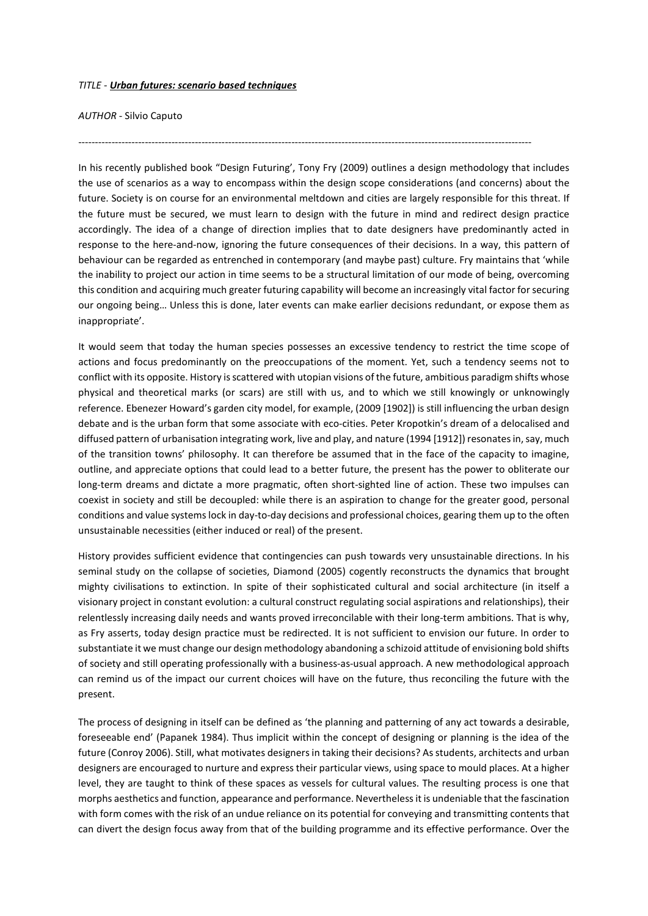*TITLE* - ***Urban futures: scenario based techniques***

*AUTHOR* - Silvio Caputo

---

In his recently published book "Design Futuring', Tony Fry (2009) outlines a design methodology that includes the use of scenarios as a way to encompass within the design scope considerations (and concerns) about the future. Society is on course for an environmental meltdown and cities are largely responsible for this threat. If the future must be secured, we must learn to design with the future in mind and redirect design practice accordingly. The idea of a change of direction implies that to date designers have predominantly acted in response to the here-and-now, ignoring the future consequences of their decisions. In a way, this pattern of behaviour can be regarded as entrenched in contemporary (and maybe past) culture. Fry maintains that 'while the inability to project our action in time seems to be a structural limitation of our mode of being, overcoming this condition and acquiring much greater futuring capability will become an increasingly vital factor for securing our ongoing being… Unless this is done, later events can make earlier decisions redundant, or expose them as inappropriate'.

It would seem that today the human species possesses an excessive tendency to restrict the time scope of actions and focus predominantly on the preoccupations of the moment. Yet, such a tendency seems not to conflict with its opposite. History is scattered with utopian visions of the future, ambitious paradigm shifts whose physical and theoretical marks (or scars) are still with us, and to which we still knowingly or unknowingly reference. Ebenezer Howard's garden city model, for example, (2009 [1902]) is still influencing the urban design debate and is the urban form that some associate with eco-cities. Peter Kropotkin's dream of a delocalised and diffused pattern of urbanisation integrating work, live and play, and nature (1994 [1912]) resonates in, say, much of the transition towns' philosophy. It can therefore be assumed that in the face of the capacity to imagine, outline, and appreciate options that could lead to a better future, the present has the power to obliterate our long-term dreams and dictate a more pragmatic, often short-sighted line of action. These two impulses can coexist in society and still be decoupled: while there is an aspiration to change for the greater good, personal conditions and value systems lock in day-to-day decisions and professional choices, gearing them up to the often unsustainable necessities (either induced or real) of the present.

History provides sufficient evidence that contingencies can push towards very unsustainable directions. In his seminal study on the collapse of societies, Diamond (2005) cogently reconstructs the dynamics that brought mighty civilisations to extinction. In spite of their sophisticated cultural and social architecture (in itself a visionary project in constant evolution: a cultural construct regulating social aspirations and relationships), their relentlessly increasing daily needs and wants proved irreconcilable with their long-term ambitions. That is why, as Fry asserts, today design practice must be redirected. It is not sufficient to envision our future. In order to substantiate it we must change our design methodology abandoning a schizoid attitude of envisioning bold shifts of society and still operating professionally with a business-as-usual approach. A new methodological approach can remind us of the impact our current choices will have on the future, thus reconciling the future with the present.

The process of designing in itself can be defined as 'the planning and patterning of any act towards a desirable, foreseeable end' (Papanek 1984). Thus implicit within the concept of designing or planning is the idea of the future (Conroy 2006). Still, what motivates designers in taking their decisions? As students, architects and urban designers are encouraged to nurture and express their particular views, using space to mould places. At a higher level, they are taught to think of these spaces as vessels for cultural values. The resulting process is one that morphs aesthetics and function, appearance and performance. Nevertheless it is undeniable that the fascination with form comes with the risk of an undue reliance on its potential for conveying and transmitting contents that can divert the design focus away from that of the building programme and its effective performance. Over the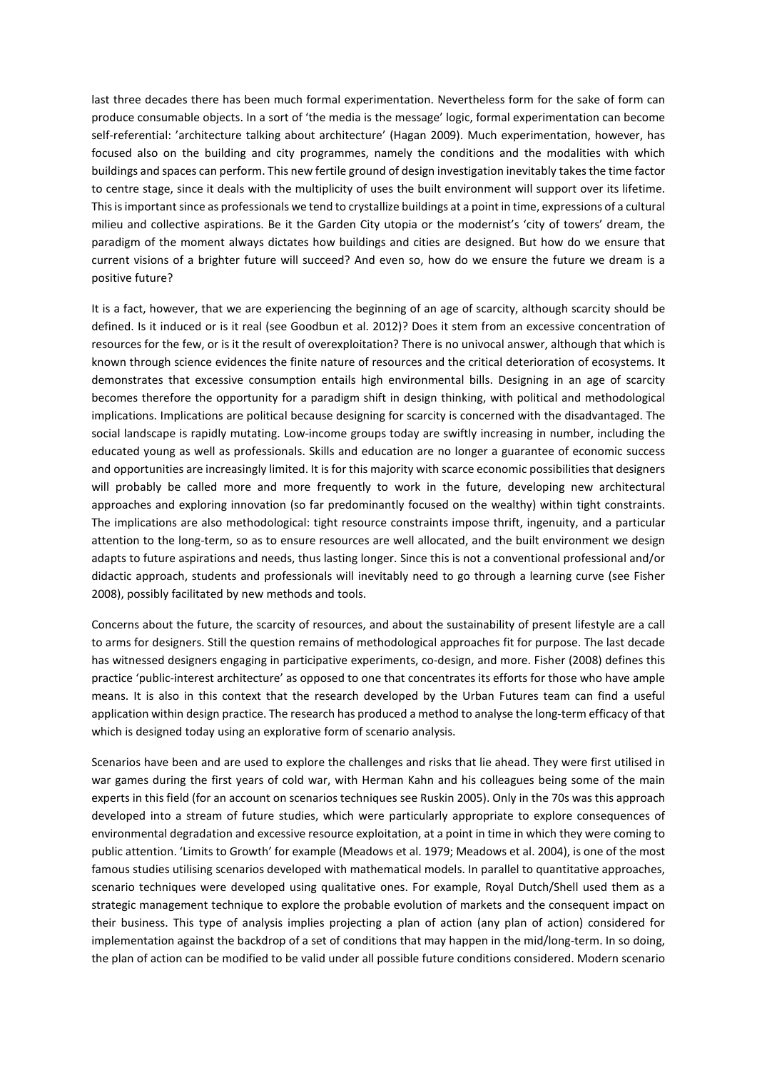last three decades there has been much formal experimentation. Nevertheless form for the sake of form can produce consumable objects. In a sort of 'the media is the message' logic, formal experimentation can become self-referential: 'architecture talking about architecture' (Hagan 2009). Much experimentation, however, has focused also on the building and city programmes, namely the conditions and the modalities with which buildings and spaces can perform. This new fertile ground of design investigation inevitably takes the time factor to centre stage, since it deals with the multiplicity of uses the built environment will support over its lifetime. This is important since as professionals we tend to crystallize buildings at a point in time, expressions of a cultural milieu and collective aspirations. Be it the Garden City utopia or the modernist's 'city of towers' dream, the paradigm of the moment always dictates how buildings and cities are designed. But how do we ensure that current visions of a brighter future will succeed? And even so, how do we ensure the future we dream is a positive future?

It is a fact, however, that we are experiencing the beginning of an age of scarcity, although scarcity should be defined. Is it induced or is it real (see Goodbun et al. 2012)? Does it stem from an excessive concentration of resources for the few, or is it the result of overexploitation? There is no univocal answer, although that which is known through science evidences the finite nature of resources and the critical deterioration of ecosystems. It demonstrates that excessive consumption entails high environmental bills. Designing in an age of scarcity becomes therefore the opportunity for a paradigm shift in design thinking, with political and methodological implications. Implications are political because designing for scarcity is concerned with the disadvantaged. The social landscape is rapidly mutating. Low-income groups today are swiftly increasing in number, including the educated young as well as professionals. Skills and education are no longer a guarantee of economic success and opportunities are increasingly limited. It is for this majority with scarce economic possibilities that designers will probably be called more and more frequently to work in the future, developing new architectural approaches and exploring innovation (so far predominantly focused on the wealthy) within tight constraints. The implications are also methodological: tight resource constraints impose thrift, ingenuity, and a particular attention to the long-term, so as to ensure resources are well allocated, and the built environment we design adapts to future aspirations and needs, thus lasting longer. Since this is not a conventional professional and/or didactic approach, students and professionals will inevitably need to go through a learning curve (see Fisher 2008), possibly facilitated by new methods and tools.

Concerns about the future, the scarcity of resources, and about the sustainability of present lifestyle are a call to arms for designers. Still the question remains of methodological approaches fit for purpose. The last decade has witnessed designers engaging in participative experiments, co-design, and more. Fisher (2008) defines this practice 'public-interest architecture' as opposed to one that concentrates its efforts for those who have ample means. It is also in this context that the research developed by the Urban Futures team can find a useful application within design practice. The research has produced a method to analyse the long-term efficacy of that which is designed today using an explorative form of scenario analysis.

Scenarios have been and are used to explore the challenges and risks that lie ahead. They were first utilised in war games during the first years of cold war, with Herman Kahn and his colleagues being some of the main experts in this field (for an account on scenarios techniques see Ruskin 2005). Only in the 70s was this approach developed into a stream of future studies, which were particularly appropriate to explore consequences of environmental degradation and excessive resource exploitation, at a point in time in which they were coming to public attention. 'Limits to Growth' for example (Meadows et al. 1979; Meadows et al. 2004), is one of the most famous studies utilising scenarios developed with mathematical models. In parallel to quantitative approaches, scenario techniques were developed using qualitative ones. For example, Royal Dutch/Shell used them as a strategic management technique to explore the probable evolution of markets and the consequent impact on their business. This type of analysis implies projecting a plan of action (any plan of action) considered for implementation against the backdrop of a set of conditions that may happen in the mid/long-term. In so doing, the plan of action can be modified to be valid under all possible future conditions considered. Modern scenario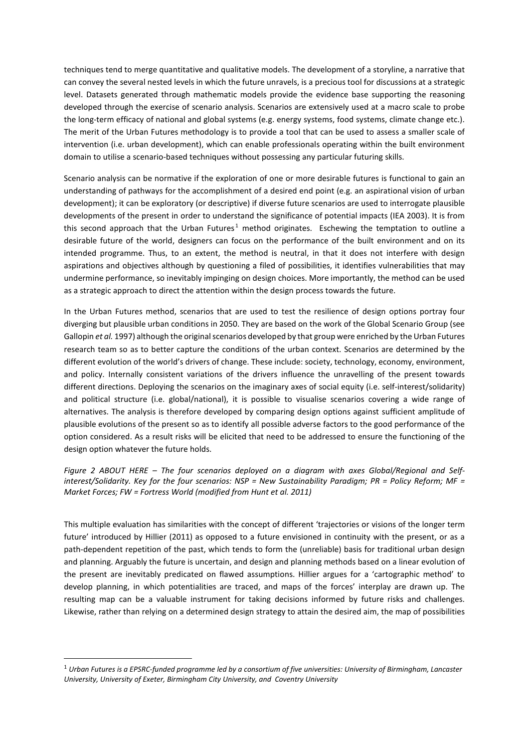techniques tend to merge quantitative and qualitative models. The development of a storyline, a narrative that can convey the several nested levels in which the future unravels, is a precious tool for discussions at a strategic level. Datasets generated through mathematic models provide the evidence base supporting the reasoning developed through the exercise of scenario analysis. Scenarios are extensively used at a macro scale to probe the long-term efficacy of national and global systems (e.g. energy systems, food systems, climate change etc.). The merit of the Urban Futures methodology is to provide a tool that can be used to assess a smaller scale of intervention (i.e. urban development), which can enable professionals operating within the built environment domain to utilise a scenario-based techniques without possessing any particular futuring skills.

Scenario analysis can be normative if the exploration of one or more desirable futures is functional to gain an understanding of pathways for the accomplishment of a desired end point (e.g. an aspirational vision of urban development); it can be exploratory (or descriptive) if diverse future scenarios are used to interrogate plausible developments of the present in order to understand the significance of potential impacts (IEA 2003). It is from this second approach that the Urban Futures[1] method originates. Eschewing the temptation to outline a desirable future of the world, designers can focus on the performance of the built environment and on its intended programme. Thus, to an extent, the method is neutral, in that it does not interfere with design aspirations and objectives although by questioning a filed of possibilities, it identifies vulnerabilities that may undermine performance, so inevitably impinging on design choices. More importantly, the method can be used as a strategic approach to direct the attention within the design process towards the future.

In the Urban Futures method, scenarios that are used to test the resilience of design options portray four diverging but plausible urban conditions in 2050. They are based on the work of the Global Scenario Group (see Gallopin *et al.* 1997) although the original scenarios developed by that group were enriched by the Urban Futures research team so as to better capture the conditions of the urban context. Scenarios are determined by the different evolution of the world's drivers of change. These include: society, technology, economy, environment, and policy. Internally consistent variations of the drivers influence the unravelling of the present towards different directions. Deploying the scenarios on the imaginary axes of social equity (i.e. self-interest/solidarity) and political structure (i.e. global/national), it is possible to visualise scenarios covering a wide range of alternatives. The analysis is therefore developed by comparing design options against sufficient amplitude of plausible evolutions of the present so as to identify all possible adverse factors to the good performance of the option considered. As a result risks will be elicited that need to be addressed to ensure the functioning of the design option whatever the future holds.

*Figure 2 ABOUT HERE – The four scenarios deployed on a diagram with axes Global/Regional and Self-interest/Solidarity. Key for the four scenarios: NSP = New Sustainability Paradigm; PR = Policy Reform; MF = Market Forces; FW = Fortress World (modified from Hunt et al. 2011)*

This multiple evaluation has similarities with the concept of different 'trajectories or visions of the longer term future' introduced by Hillier (2011) as opposed to a future envisioned in continuity with the present, or as a path-dependent repetition of the past, which tends to form the (unreliable) basis for traditional urban design and planning. Arguably the future is uncertain, and design and planning methods based on a linear evolution of the present are inevitably predicated on flawed assumptions. Hillier argues for a 'cartographic method' to develop planning, in which potentialities are traced, and maps of the forces' interplay are drawn up. The resulting map can be a valuable instrument for taking decisions informed by future risks and challenges. Likewise, rather than relying on a determined design strategy to attain the desired aim, the map of possibilities

---

[1] *Urban Futures is a EPSRC-funded programme led by a consortium of five universities: University of Birmingham, Lancaster University, University of Exeter, Birmingham City University, and Coventry University*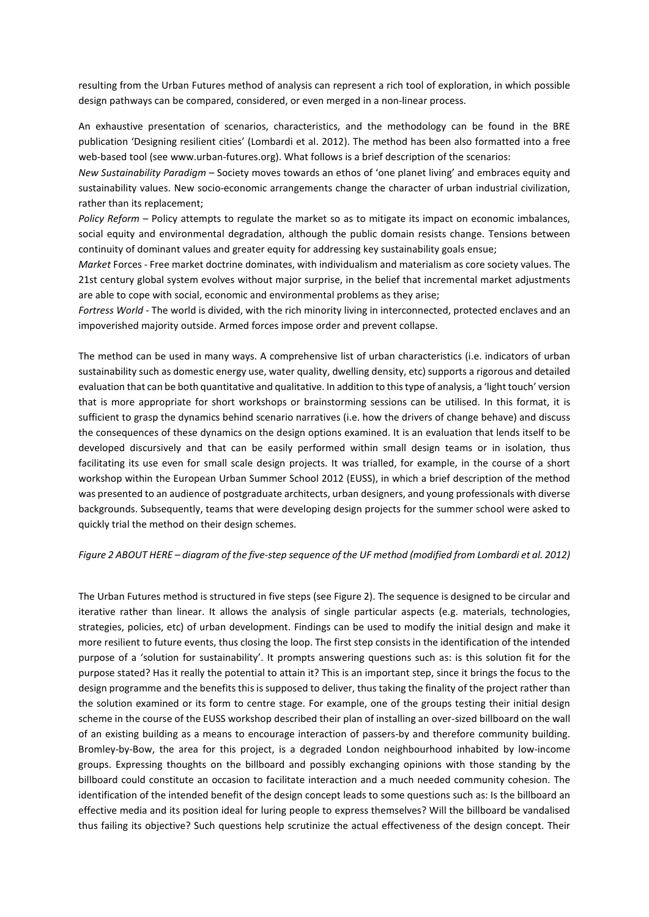resulting from the Urban Futures method of analysis can represent a rich tool of exploration, in which possible design pathways can be compared, considered, or even merged in a non-linear process.

An exhaustive presentation of scenarios, characteristics, and the methodology can be found in the BRE publication 'Designing resilient cities' (Lombardi et al. 2012). The method has been also formatted into a free web-based tool (see www.urban-futures.org). What follows is a brief description of the scenarios:

*New Sustainability Paradigm* – Society moves towards an ethos of 'one planet living' and embraces equity and sustainability values. New socio-economic arrangements change the character of urban industrial civilization, rather than its replacement;

*Policy Reform* – Policy attempts to regulate the market so as to mitigate its impact on economic imbalances, social equity and environmental degradation, although the public domain resists change. Tensions between continuity of dominant values and greater equity for addressing key sustainability goals ensue;

*Market* Forces - Free market doctrine dominates, with individualism and materialism as core society values. The 21st century global system evolves without major surprise, in the belief that incremental market adjustments are able to cope with social, economic and environmental problems as they arise;

*Fortress World* - The world is divided, with the rich minority living in interconnected, protected enclaves and an impoverished majority outside. Armed forces impose order and prevent collapse.

The method can be used in many ways. A comprehensive list of urban characteristics (i.e. indicators of urban sustainability such as domestic energy use, water quality, dwelling density, etc) supports a rigorous and detailed evaluation that can be both quantitative and qualitative. In addition to this type of analysis, a 'light touch' version that is more appropriate for short workshops or brainstorming sessions can be utilised. In this format, it is sufficient to grasp the dynamics behind scenario narratives (i.e. how the drivers of change behave) and discuss the consequences of these dynamics on the design options examined. It is an evaluation that lends itself to be developed discursively and that can be easily performed within small design teams or in isolation, thus facilitating its use even for small scale design projects. It was trialled, for example, in the course of a short workshop within the European Urban Summer School 2012 (EUSS), in which a brief description of the method was presented to an audience of postgraduate architects, urban designers, and young professionals with diverse backgrounds. Subsequently, teams that were developing design projects for the summer school were asked to quickly trial the method on their design schemes.

*Figure 2 ABOUT HERE – diagram of the five-step sequence of the UF method (modified from Lombardi et al. 2012)*

The Urban Futures method is structured in five steps (see Figure 2). The sequence is designed to be circular and iterative rather than linear. It allows the analysis of single particular aspects (e.g. materials, technologies, strategies, policies, etc) of urban development. Findings can be used to modify the initial design and make it more resilient to future events, thus closing the loop. The first step consists in the identification of the intended purpose of a 'solution for sustainability'. It prompts answering questions such as: is this solution fit for the purpose stated? Has it really the potential to attain it? This is an important step, since it brings the focus to the design programme and the benefits this is supposed to deliver, thus taking the finality of the project rather than the solution examined or its form to centre stage. For example, one of the groups testing their initial design scheme in the course of the EUSS workshop described their plan of installing an over-sized billboard on the wall of an existing building as a means to encourage interaction of passers-by and therefore community building. Bromley-by-Bow, the area for this project, is a degraded London neighbourhood inhabited by low-income groups. Expressing thoughts on the billboard and possibly exchanging opinions with those standing by the billboard could constitute an occasion to facilitate interaction and a much needed community cohesion. The identification of the intended benefit of the design concept leads to some questions such as: Is the billboard an effective media and its position ideal for luring people to express themselves? Will the billboard be vandalised thus failing its objective? Such questions help scrutinize the actual effectiveness of the design concept. Their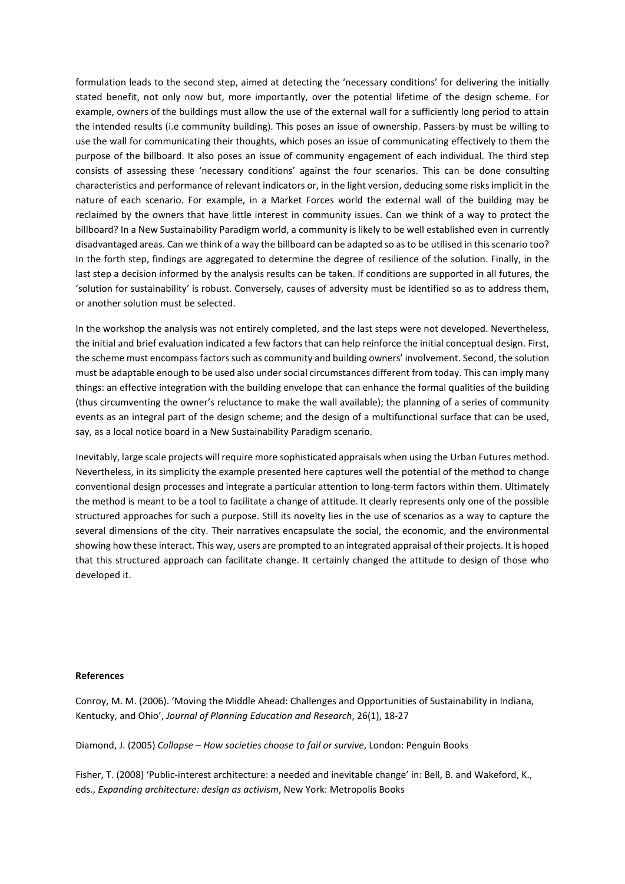formulation leads to the second step, aimed at detecting the 'necessary conditions' for delivering the initially stated benefit, not only now but, more importantly, over the potential lifetime of the design scheme. For example, owners of the buildings must allow the use of the external wall for a sufficiently long period to attain the intended results (i.e community building). This poses an issue of ownership. Passers-by must be willing to use the wall for communicating their thoughts, which poses an issue of communicating effectively to them the purpose of the billboard. It also poses an issue of community engagement of each individual. The third step consists of assessing these 'necessary conditions' against the four scenarios. This can be done consulting characteristics and performance of relevant indicators or, in the light version, deducing some risks implicit in the nature of each scenario. For example, in a Market Forces world the external wall of the building may be reclaimed by the owners that have little interest in community issues. Can we think of a way to protect the billboard? In a New Sustainability Paradigm world, a community is likely to be well established even in currently disadvantaged areas. Can we think of a way the billboard can be adapted so as to be utilised in this scenario too? In the forth step, findings are aggregated to determine the degree of resilience of the solution. Finally, in the last step a decision informed by the analysis results can be taken. If conditions are supported in all futures, the 'solution for sustainability' is robust. Conversely, causes of adversity must be identified so as to address them, or another solution must be selected.

In the workshop the analysis was not entirely completed, and the last steps were not developed. Nevertheless, the initial and brief evaluation indicated a few factors that can help reinforce the initial conceptual design. First, the scheme must encompass factors such as community and building owners' involvement. Second, the solution must be adaptable enough to be used also under social circumstances different from today. This can imply many things: an effective integration with the building envelope that can enhance the formal qualities of the building (thus circumventing the owner's reluctance to make the wall available); the planning of a series of community events as an integral part of the design scheme; and the design of a multifunctional surface that can be used, say, as a local notice board in a New Sustainability Paradigm scenario.

Inevitably, large scale projects will require more sophisticated appraisals when using the Urban Futures method. Nevertheless, in its simplicity the example presented here captures well the potential of the method to change conventional design processes and integrate a particular attention to long-term factors within them. Ultimately the method is meant to be a tool to facilitate a change of attitude. It clearly represents only one of the possible structured approaches for such a purpose. Still its novelty lies in the use of scenarios as a way to capture the several dimensions of the city. Their narratives encapsulate the social, the economic, and the environmental showing how these interact. This way, users are prompted to an integrated appraisal of their projects. It is hoped that this structured approach can facilitate change. It certainly changed the attitude to design of those who developed it.

**References**

Conroy, M. M. (2006). 'Moving the Middle Ahead: Challenges and Opportunities of Sustainability in Indiana, Kentucky, and Ohio', *Journal of Planning Education and Research*, 26(1), 18-27

Diamond, J. (2005) *Collapse – How societies choose to fail or survive*, London: Penguin Books

Fisher, T. (2008) 'Public-interest architecture: a needed and inevitable change' in: Bell, B. and Wakeford, K., eds., *Expanding architecture: design as activism*, New York: Metropolis Books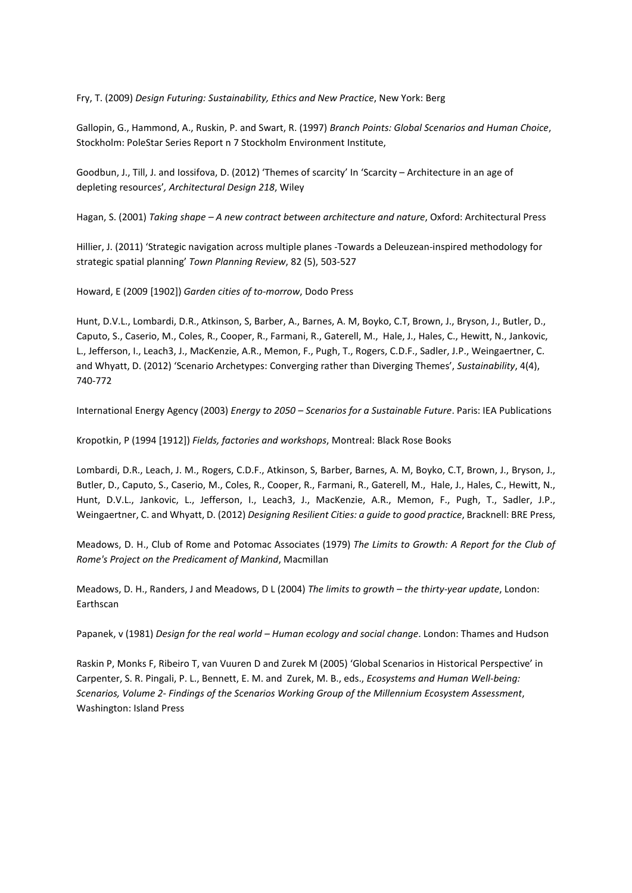Fry, T. (2009) *Design Futuring: Sustainability, Ethics and New Practice*, New York: Berg

Gallopin, G., Hammond, A., Ruskin, P. and Swart, R. (1997) *Branch Points: Global Scenarios and Human Choice*, Stockholm: PoleStar Series Report n 7 Stockholm Environment Institute,

Goodbun, J., Till, J. and Iossifova, D. (2012) 'Themes of scarcity' In 'Scarcity – Architecture in an age of depleting resources'*, Architectural Design 218*, Wiley

Hagan, S. (2001) *Taking shape – A new contract between architecture and nature*, Oxford: Architectural Press

Hillier, J. (2011) 'Strategic navigation across multiple planes -Towards a Deleuzean-inspired methodology for strategic spatial planning' *Town Planning Review*, 82 (5), 503-527

Howard, E (2009 [1902]) *Garden cities of to-morrow*, Dodo Press

Hunt, D.V.L., Lombardi, D.R., Atkinson, S, Barber, A., Barnes, A. M, Boyko, C.T, Brown, J., Bryson, J., Butler, D., Caputo, S., Caserio, M., Coles, R., Cooper, R., Farmani, R., Gaterell, M., Hale, J., Hales, C., Hewitt, N., Jankovic, L., Jefferson, I., Leach3, J., MacKenzie, A.R., Memon, F., Pugh, T., Rogers, C.D.F., Sadler, J.P., Weingaertner, C. and Whyatt, D. (2012) 'Scenario Archetypes: Converging rather than Diverging Themes', *Sustainability*, 4(4), 740-772

International Energy Agency (2003) *Energy to 2050 – Scenarios for a Sustainable Future*. Paris: IEA Publications

Kropotkin, P (1994 [1912]) *Fields, factories and workshops*, Montreal: Black Rose Books

Lombardi, D.R., Leach, J. M., Rogers, C.D.F., Atkinson, S, Barber, Barnes, A. M, Boyko, C.T, Brown, J., Bryson, J., Butler, D., Caputo, S., Caserio, M., Coles, R., Cooper, R., Farmani, R., Gaterell, M., Hale, J., Hales, C., Hewitt, N., Hunt, D.V.L., Jankovic, L., Jefferson, I., Leach3, J., MacKenzie, A.R., Memon, F., Pugh, T., Sadler, J.P., Weingaertner, C. and Whyatt, D. (2012) *Designing Resilient Cities: a guide to good practice*, Bracknell: BRE Press,

Meadows, D. H., Club of Rome and Potomac Associates (1979) *The Limits to Growth: A Report for the Club of Rome's Project on the Predicament of Mankind*, Macmillan

Meadows, D. H., Randers, J and Meadows, D L (2004) *The limits to growth – the thirty-year update*, London: Earthscan

Papanek, v (1981) *Design for the real world – Human ecology and social change*. London: Thames and Hudson

Raskin P, Monks F, Ribeiro T, van Vuuren D and Zurek M (2005) 'Global Scenarios in Historical Perspective' in Carpenter, S. R. Pingali, P. L., Bennett, E. M. and Zurek, M. B., eds., *Ecosystems and Human Well-being: Scenarios, Volume 2- Findings of the Scenarios Working Group of the Millennium Ecosystem Assessment*, Washington: Island Press